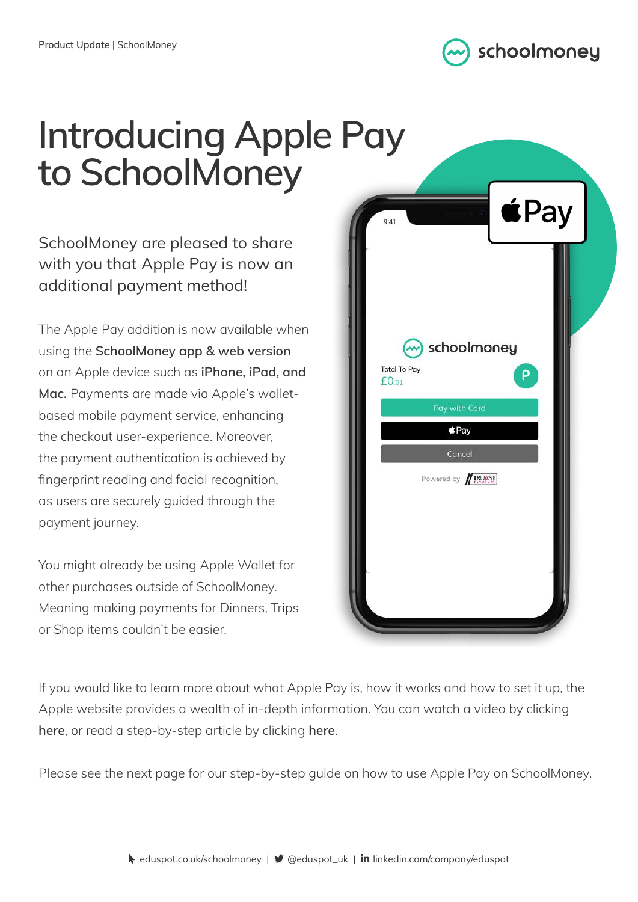# Introducing Apple Pay to SchoolMoney

SchoolMoney are pleased to share with you that Apple Pay is now an additional payment method!

The Apple Pay addition is now available when using the **SchoolMoney app & web version** on an Apple device such as **iPhone, iPad, and Mac.** Payments are made via Apple's wallet-based mobile payment service, enhancing the checkout user-experience. Moreover, the payment authentication is achieved by fingerprint reading and facial recognition, as users are securely guided through the payment journey.

You might already be using Apple Wallet for other purchases outside of SchoolMoney. Meaning making payments for Dinners, Trips or Shop items couldn't be easier.

If you would like to learn more about what Apple Pay is, how it works and how to set it up, the Apple website provides a wealth of in-depth information. You can watch a video by clicking **here**, or read a step-by-step article by clicking **here**.

Please see the next page for our step-by-step guide on how to use Apple Pay on SchoolMoney.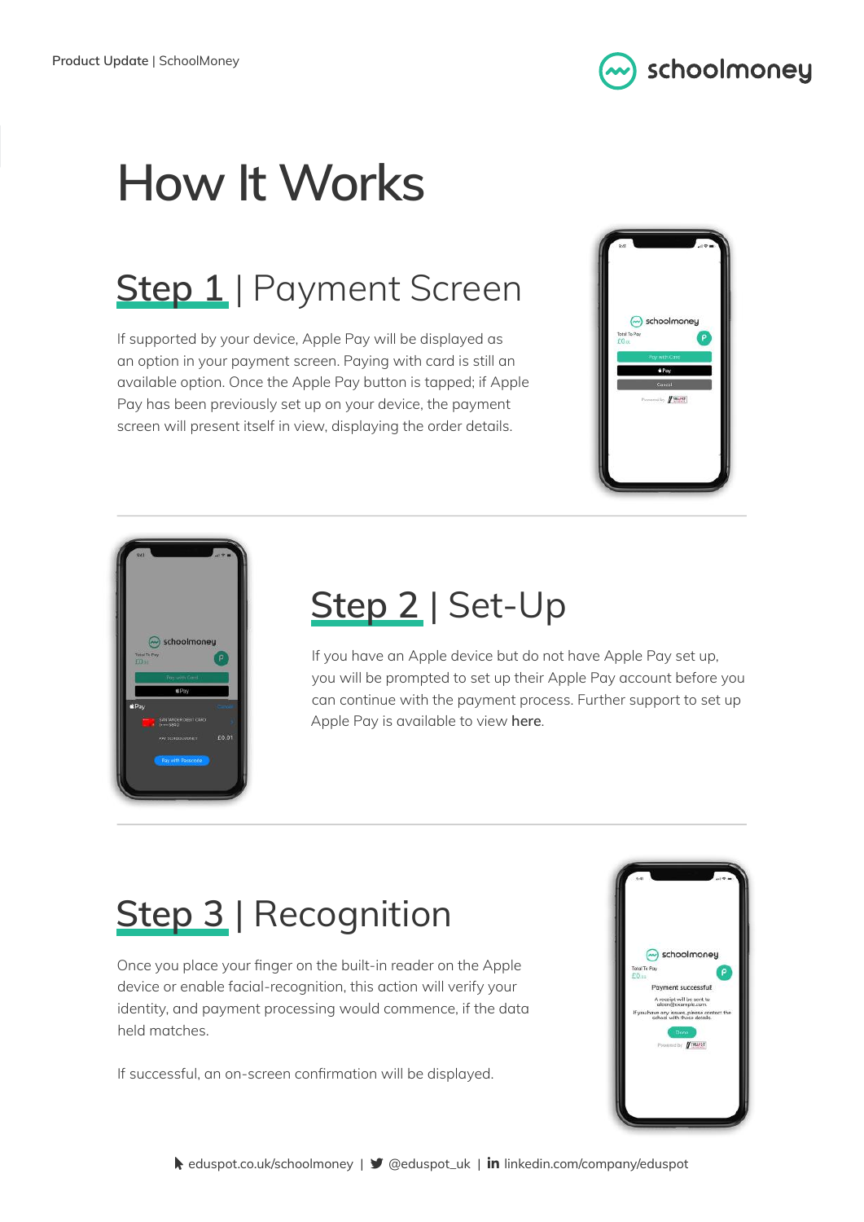# How It Works

## Step 1 | Payment Screen

If supported by your device, Apple Pay will be displayed as an option in your payment screen. Paying with card is still an available option. Once the Apple Pay button is tapped; if Apple Pay has been previously set up on your device, the payment screen will present itself in view, displaying the order details.

## Step 2 | Set-Up

If you have an Apple device but do not have Apple Pay set up, you will be prompted to set up their Apple Pay account before you can continue with the payment process. Further support to set up Apple Pay is available to view **here**.

## Step 3 | Recognition

Once you place your finger on the built-in reader on the Apple device or enable facial-recognition, this action will verify your identity, and payment processing would commence, if the data held matches.

If successful, an on-screen confirmation will be displayed.